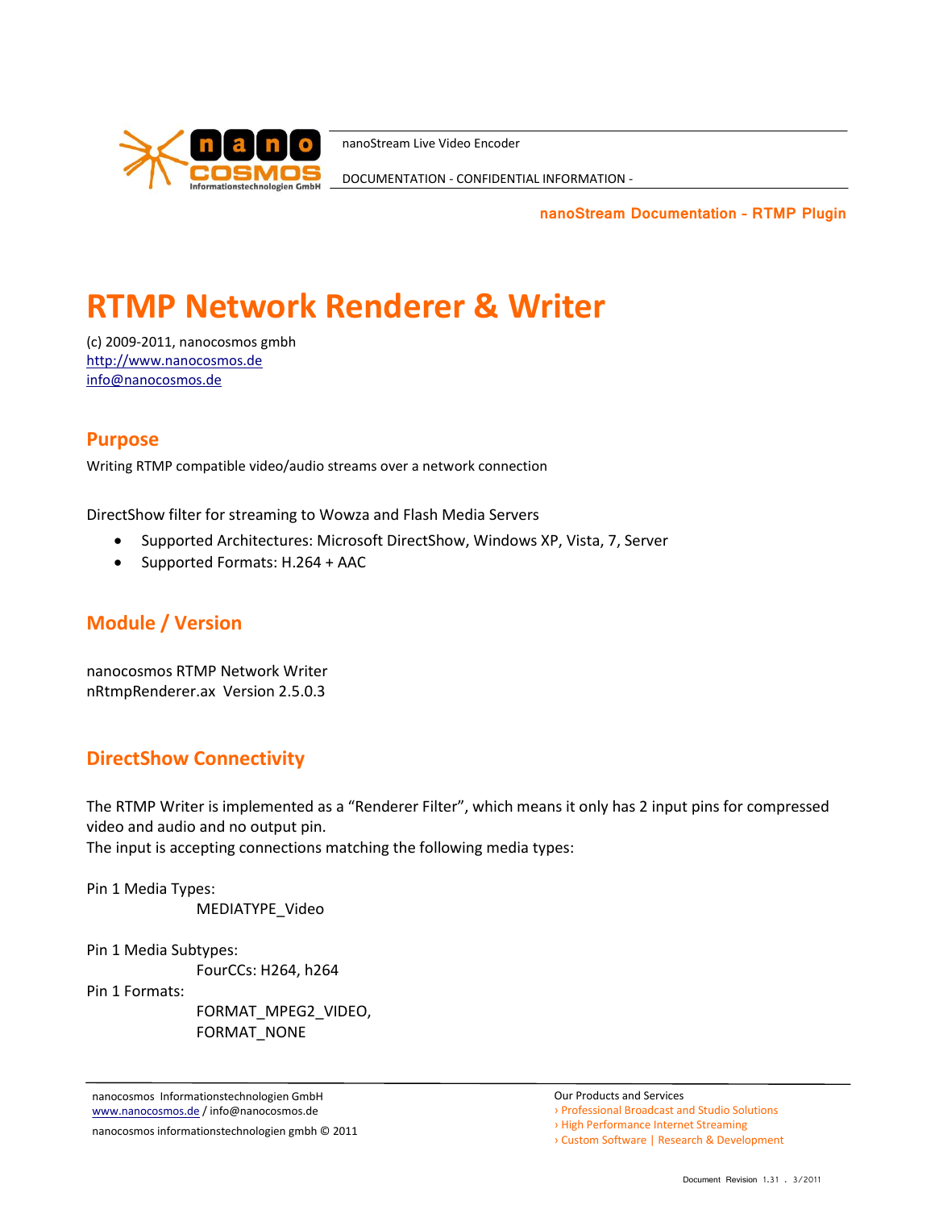nanoStream Live Video Encoder

DOCUMENTATION - CONFIDENTIAL INFORMATION -

**nanoStream Documentation - RTMP Plugin**

# RTMP Network Renderer & Writer

(c) 2009-2011, nanocosmos gmbh
http://www.nanocosmos.de
info@nanocosmos.de

## Purpose

Writing RTMP compatible video/audio streams over a network connection

DirectShow filter for streaming to Wowza and Flash Media Servers

- Supported Architectures: Microsoft DirectShow, Windows XP, Vista, 7, Server
- Supported Formats: H.264 + AAC

## Module / Version

nanocosmos RTMP Network Writer
nRtmpRenderer.ax Version 2.5.0.3

## DirectShow Connectivity

The RTMP Writer is implemented as a "Renderer Filter", which means it only has 2 input pins for compressed video and audio and no output pin.
The input is accepting connections matching the following media types:

Pin 1 Media Types:
MEDIATYPE_Video

Pin 1 Media Subtypes:
FourCCs: H264, h264

Pin 1 Formats:
FORMAT_MPEG2_VIDEO,
FORMAT_NONE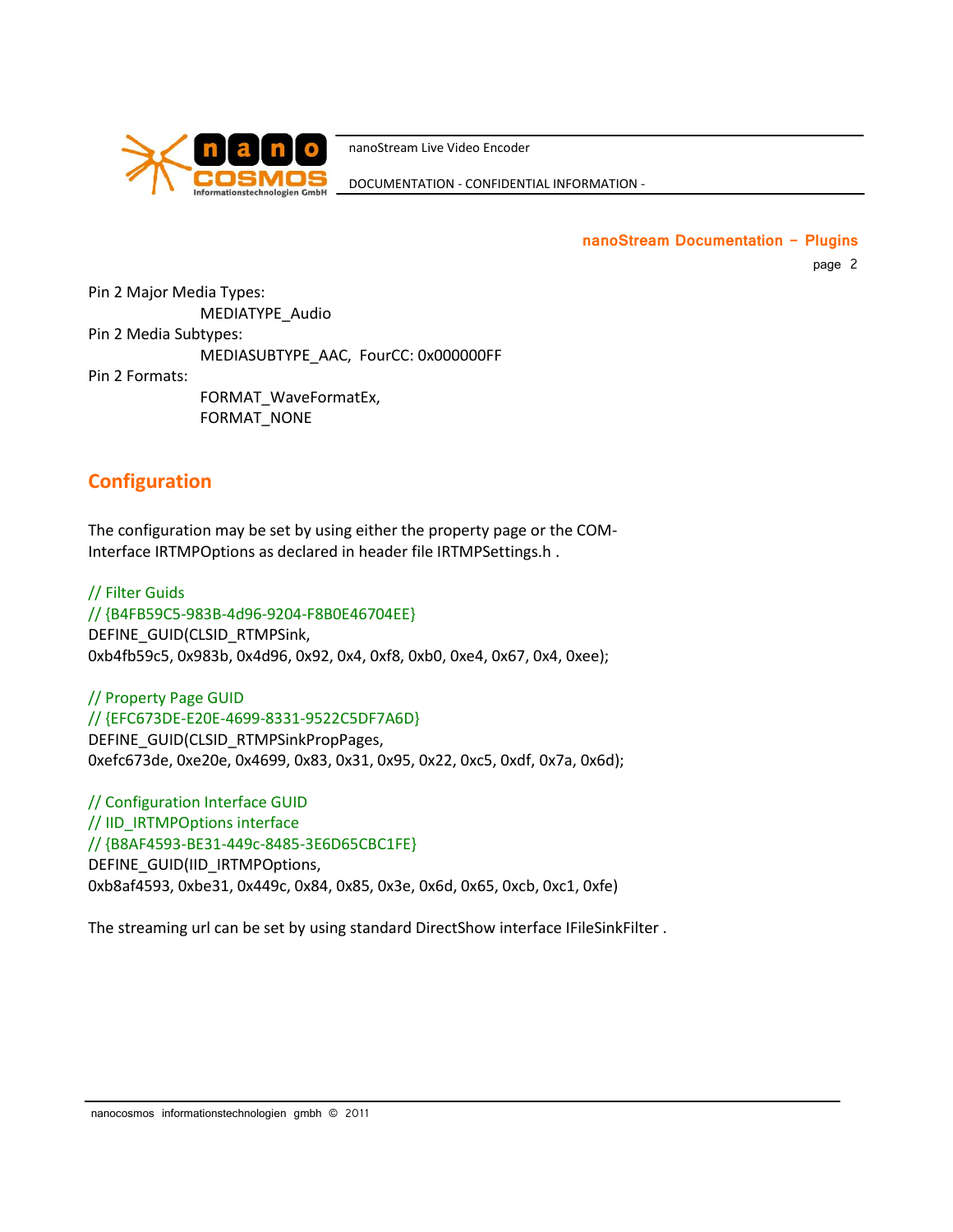Pin 2 Major Media Types:

MEDIATYPE_Audio

Pin 2 Media Subtypes:

MEDIASUBTYPE_AAC, FourCC: 0x000000FF

Pin 2 Formats:

FORMAT_WaveFormatEx,
FORMAT_NONE

## Configuration

The configuration may be set by using either the property page or the COM-Interface IRTMPOptions as declared in header file IRTMPSettings.h .

```
// Filter Guids
// {B4FB59C5-983B-4d96-9204-F8B0E46704EE}
DEFINE_GUID(CLSID_RTMPSink,
0xb4fb59c5, 0x983b, 0x4d96, 0x92, 0x4, 0xf8, 0xb0, 0xe4, 0x67, 0x4, 0xee);

// Property Page GUID
// {EFC673DE-E20E-4699-8331-9522C5DF7A6D}
DEFINE_GUID(CLSID_RTMPSinkPropPages,
0xefc673de, 0xe20e, 0x4699, 0x83, 0x31, 0x95, 0x22, 0xc5, 0xdf, 0x7a, 0x6d);

// Configuration Interface GUID
// IID_IRTMPOptions interface
// {B8AF4593-BE31-449c-8485-3E6D65CBC1FE}
DEFINE_GUID(IID_IRTMPOptions,
0xb8af4593, 0xbe31, 0x449c, 0x84, 0x85, 0x3e, 0x6d, 0x65, 0xcb, 0xc1, 0xfe)
```

The streaming url can be set by using standard DirectShow interface IFileSinkFilter .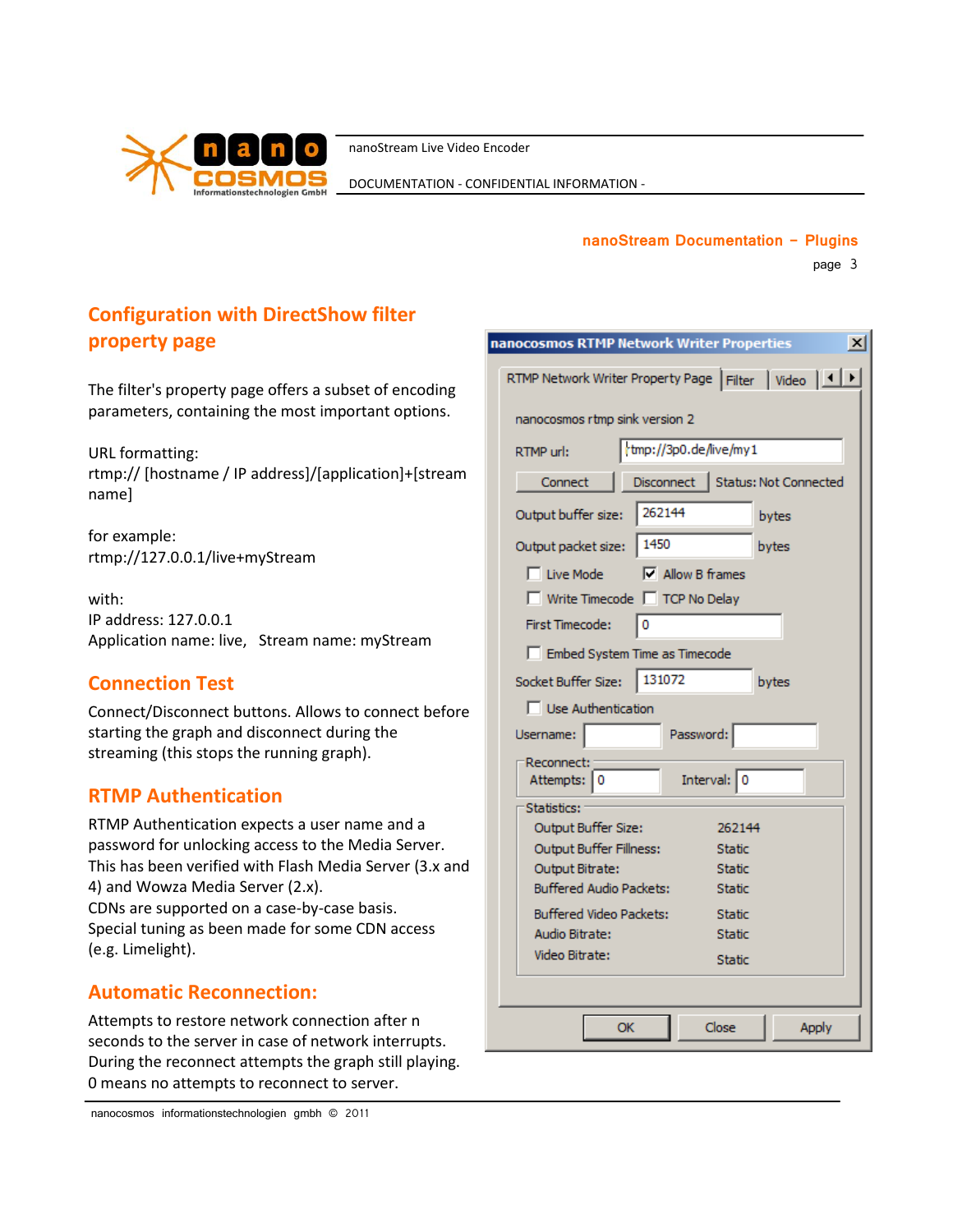## Configuration with DirectShow filter property page

The filter's property page offers a subset of encoding parameters, containing the most important options.

URL formatting:
rtmp:// [hostname / IP address]/[application]+[stream name]

for example:
rtmp://127.0.0.1/live+myStream

with:
IP address: 127.0.0.1
Application name: live,   Stream name: myStream

## Connection Test

Connect/Disconnect buttons. Allows to connect before starting the graph and disconnect during the streaming (this stops the running graph).

## RTMP Authentication

RTMP Authentication expects a user name and a password for unlocking access to the Media Server. This has been verified with Flash Media Server (3.x and 4) and Wowza Media Server (2.x).
CDNs are supported on a case-by-case basis.
Special tuning as been made for some CDN access (e.g. Limelight).

## Automatic Reconnection:

Attempts to restore network connection after n seconds to the server in case of network interrupts. During the reconnect attempts the graph still playing.
0 means no attempts to reconnect to server.

**nanocosmos RTMP Network Writer Properties**

RTMP Network Writer Property Page | Filter | Video

nanocosmos rtmp sink version 2

RTMP url: rtmp://3p0.de/live/my1

Connect | Disconnect | Status: Not Connected

Output buffer size: 262144 bytes

Output packet size: 1450 bytes

☐ Live Mode ☑ Allow B frames

☐ Write Timecode ☐ TCP No Delay

First Timecode: 0

☐ Embed System Time as Timecode

Socket Buffer Size: 131072 bytes

☐ Use Authentication

Username: Password:

Reconnect:
Attempts: 0 Interval: 0

Statistics:

| | |
|---|---|
| Output Buffer Size: | 262144 |
| Output Buffer Fillness: | Static |
| Output Bitrate: | Static |
| Buffered Audio Packets: | Static |
| Buffered Video Packets: | Static |
| Audio Bitrate: | Static |
| Video Bitrate: | Static |

OK | Close | Apply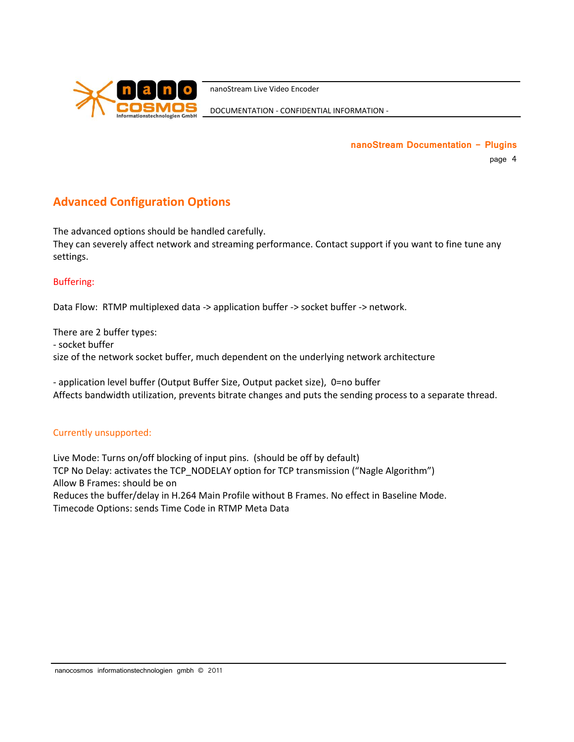## Advanced Configuration Options

The advanced options should be handled carefully.
They can severely affect network and streaming performance. Contact support if you want to fine tune any settings.

### Buffering:

Data Flow: RTMP multiplexed data -> application buffer -> socket buffer -> network.

There are 2 buffer types:
- socket buffer
size of the network socket buffer, much dependent on the underlying network architecture

- application level buffer (Output Buffer Size, Output packet size), 0=no buffer
Affects bandwidth utilization, prevents bitrate changes and puts the sending process to a separate thread.

### Currently unsupported:

Live Mode: Turns on/off blocking of input pins. (should be off by default)
TCP No Delay: activates the TCP_NODELAY option for TCP transmission ("Nagle Algorithm")
Allow B Frames: should be on
Reduces the buffer/delay in H.264 Main Profile without B Frames. No effect in Baseline Mode.
Timecode Options: sends Time Code in RTMP Meta Data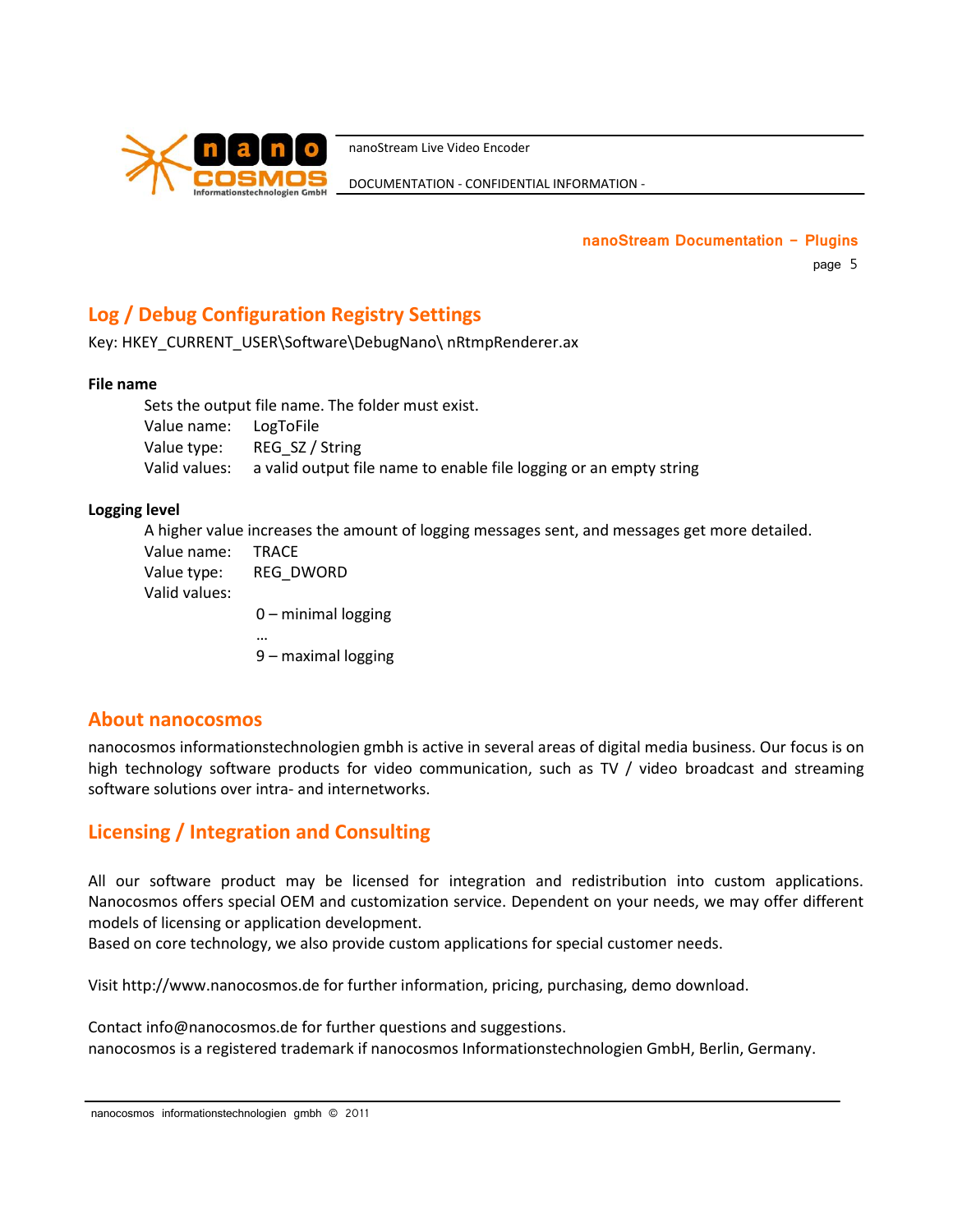## Log / Debug Configuration Registry Settings

Key: HKEY_CURRENT_USER\Software\DebugNano\ nRtmpRenderer.ax

**File name**

Sets the output file name. The folder must exist.

Value name: LogToFile
Value type: REG_SZ / String
Valid values: a valid output file name to enable file logging or an empty string

**Logging level**

A higher value increases the amount of logging messages sent, and messages get more detailed.

Value name: TRACE
Value type: REG_DWORD
Valid values:

0 – minimal logging
…
9 – maximal logging

## About nanocosmos

nanocosmos informationstechnologien gmbh is active in several areas of digital media business. Our focus is on high technology software products for video communication, such as TV / video broadcast and streaming software solutions over intra- and internetworks.

## Licensing / Integration and Consulting

All our software product may be licensed for integration and redistribution into custom applications. Nanocosmos offers special OEM and customization service. Dependent on your needs, we may offer different models of licensing or application development.
Based on core technology, we also provide custom applications for special customer needs.

Visit http://www.nanocosmos.de for further information, pricing, purchasing, demo download.

Contact info@nanocosmos.de for further questions and suggestions.
nanocosmos is a registered trademark if nanocosmos Informationstechnologien GmbH, Berlin, Germany.